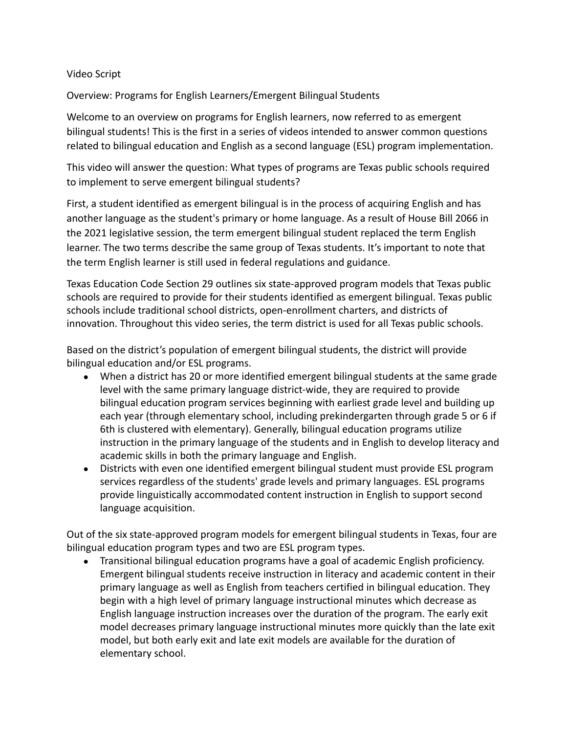Video Script

Overview: Programs for English Learners/Emergent Bilingual Students

Welcome to an overview on programs for English learners, now referred to as emergent bilingual students! This is the first in a series of videos intended to answer common questions related to bilingual education and English as a second language (ESL) program implementation.

This video will answer the question: What types of programs are Texas public schools required to implement to serve emergent bilingual students?

First, a student identified as emergent bilingual is in the process of acquiring English and has another language as the student's primary or home language. As a result of House Bill 2066 in the 2021 legislative session, the term emergent bilingual student replaced the term English learner. The two terms describe the same group of Texas students. It's important to note that the term English learner is still used in federal regulations and guidance.

Texas Education Code Section 29 outlines six state-approved program models that Texas public schools are required to provide for their students identified as emergent bilingual. Texas public schools include traditional school districts, open-enrollment charters, and districts of innovation. Throughout this video series, the term district is used for all Texas public schools.

Based on the district's population of emergent bilingual students, the district will provide bilingual education and/or ESL programs.

- When a district has 20 or more identified emergent bilingual students at the same grade level with the same primary language district-wide, they are required to provide bilingual education program services beginning with earliest grade level and building up each year (through elementary school, including prekindergarten through grade 5 or 6 if 6th is clustered with elementary). Generally, bilingual education programs utilize instruction in the primary language of the students and in English to develop literacy and academic skills in both the primary language and English.
- Districts with even one identified emergent bilingual student must provide ESL program services regardless of the students' grade levels and primary languages. ESL programs provide linguistically accommodated content instruction in English to support second language acquisition.

Out of the six state-approved program models for emergent bilingual students in Texas, four are bilingual education program types and two are ESL program types.

- Transitional bilingual education programs have a goal of academic English proficiency. Emergent bilingual students receive instruction in literacy and academic content in their primary language as well as English from teachers certified in bilingual education. They begin with a high level of primary language instructional minutes which decrease as English language instruction increases over the duration of the program. The early exit model decreases primary language instructional minutes more quickly than the late exit model, but both early exit and late exit models are available for the duration of elementary school.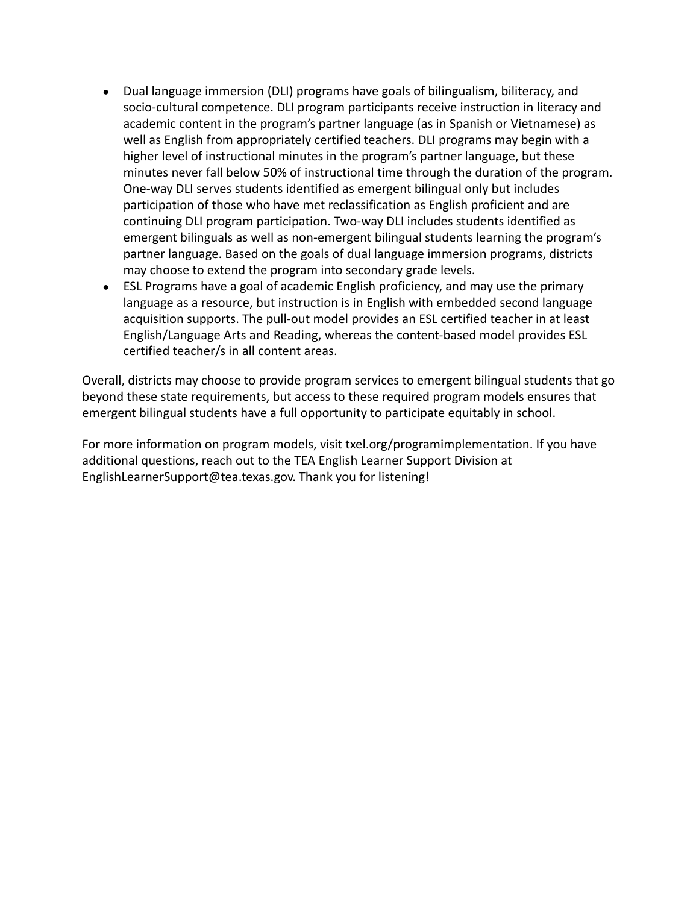- Dual language immersion (DLI) programs have goals of bilingualism, biliteracy, and socio-cultural competence. DLI program participants receive instruction in literacy and academic content in the program's partner language (as in Spanish or Vietnamese) as well as English from appropriately certified teachers. DLI programs may begin with a higher level of instructional minutes in the program's partner language, but these minutes never fall below 50% of instructional time through the duration of the program. One-way DLI serves students identified as emergent bilingual only but includes participation of those who have met reclassification as English proficient and are continuing DLI program participation. Two-way DLI includes students identified as emergent bilinguals as well as non-emergent bilingual students learning the program's partner language. Based on the goals of dual language immersion programs, districts may choose to extend the program into secondary grade levels.
- ESL Programs have a goal of academic English proficiency, and may use the primary language as a resource, but instruction is in English with embedded second language acquisition supports. The pull-out model provides an ESL certified teacher in at least English/Language Arts and Reading, whereas the content-based model provides ESL certified teacher/s in all content areas.

Overall, districts may choose to provide program services to emergent bilingual students that go beyond these state requirements, but access to these required program models ensures that emergent bilingual students have a full opportunity to participate equitably in school.

For more information on program models, visit txel.org/programimplementation. If you have additional questions, reach out to the TEA English Learner Support Division at EnglishLearnerSupport@tea.texas.gov. Thank you for listening!